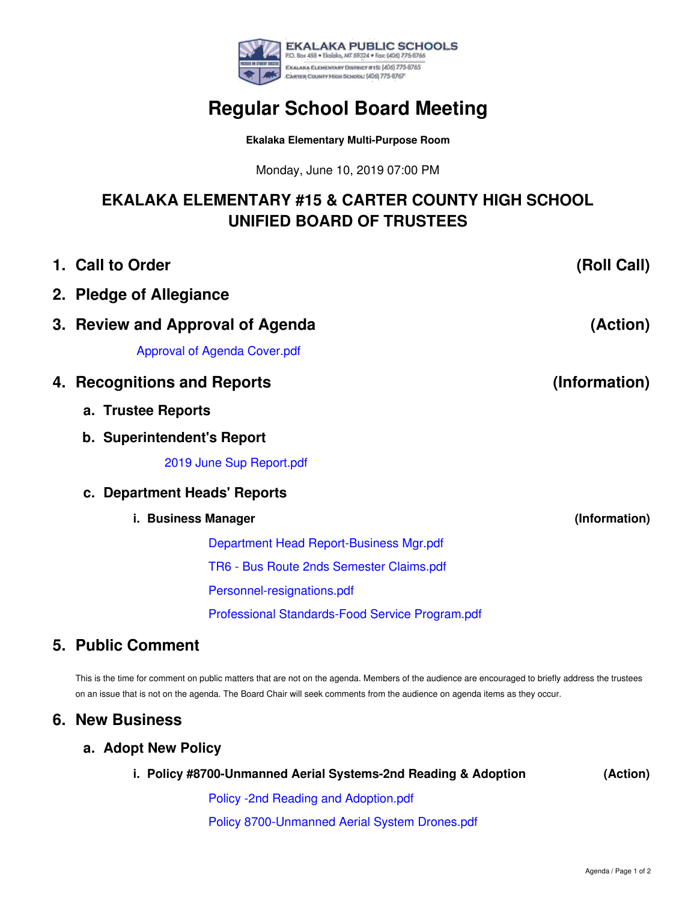EKALAKA PUBLIC SCHOOLS
P.O. Box 458 • Ekalaka, MT 59324 • Fax: (406) 775-8766
Ekalaka Elementary District #15: (406) 775-8765
Carter County High School: (406) 775-8767

# Regular School Board Meeting

**Ekalaka Elementary Multi-Purpose Room**

Monday, June 10, 2019 07:00 PM

## EKALAKA ELEMENTARY #15 & CARTER COUNTY HIGH SCHOOL UNIFIED BOARD OF TRUSTEES

### 1. Call to Order (Roll Call)

### 2. Pledge of Allegiance

### 3. Review and Approval of Agenda (Action)

Approval of Agenda Cover.pdf

### 4. Recognitions and Reports (Information)

**a. Trustee Reports**

**b. Superintendent's Report**

2019 June Sup Report.pdf

**c. Department Heads' Reports**

**i. Business Manager (Information)**

Department Head Report-Business Mgr.pdf

TR6 - Bus Route 2nds Semester Claims.pdf

Personnel-resignations.pdf

Professional Standards-Food Service Program.pdf

### 5. Public Comment

This is the time for comment on public matters that are not on the agenda. Members of the audience are encouraged to briefly address the trustees on an issue that is not on the agenda. The Board Chair will seek comments from the audience on agenda items as they occur.

### 6. New Business

**a. Adopt New Policy**

**i. Policy #8700-Unmanned Aerial Systems-2nd Reading & Adoption (Action)**

Policy -2nd Reading and Adoption.pdf

Policy 8700-Unmanned Aerial System Drones.pdf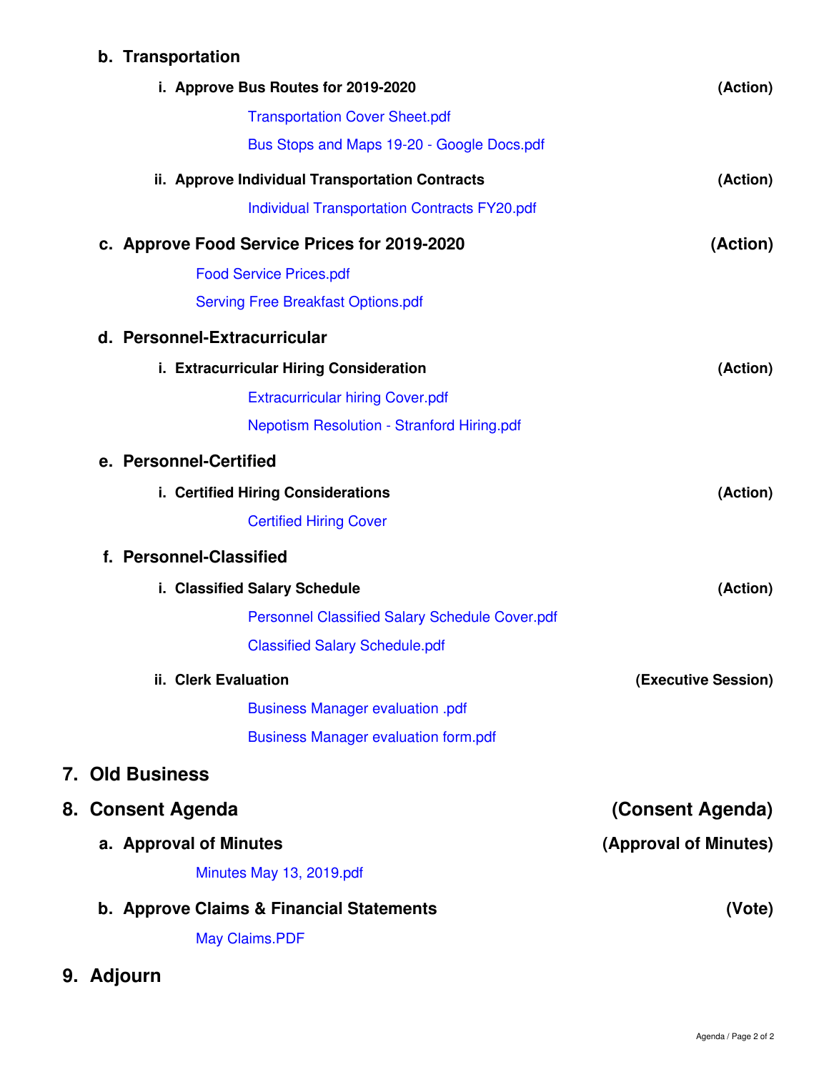**b. Transportation**

**i. Approve Bus Routes for 2019-2020** **(Action)**

Transportation Cover Sheet.pdf

Bus Stops and Maps 19-20 - Google Docs.pdf

**ii. Approve Individual Transportation Contracts** **(Action)**

Individual Transportation Contracts FY20.pdf

**c. Approve Food Service Prices for 2019-2020** **(Action)**

Food Service Prices.pdf

Serving Free Breakfast Options.pdf

**d. Personnel-Extracurricular**

**i. Extracurricular Hiring Consideration** **(Action)**

Extracurricular hiring Cover.pdf

Nepotism Resolution - Stranford Hiring.pdf

**e. Personnel-Certified**

**i. Certified Hiring Considerations** **(Action)**

Certified Hiring Cover

**f. Personnel-Classified**

**i. Classified Salary Schedule** **(Action)**

Personnel Classified Salary Schedule Cover.pdf

Classified Salary Schedule.pdf

**ii. Clerk Evaluation** **(Executive Session)**

Business Manager evaluation .pdf

Business Manager evaluation form.pdf

## 7. Old Business

## 8. Consent Agenda (Consent Agenda)

**a. Approval of Minutes** **(Approval of Minutes)**

Minutes May 13, 2019.pdf

**b. Approve Claims & Financial Statements** **(Vote)**

May Claims.PDF

## 9. Adjourn